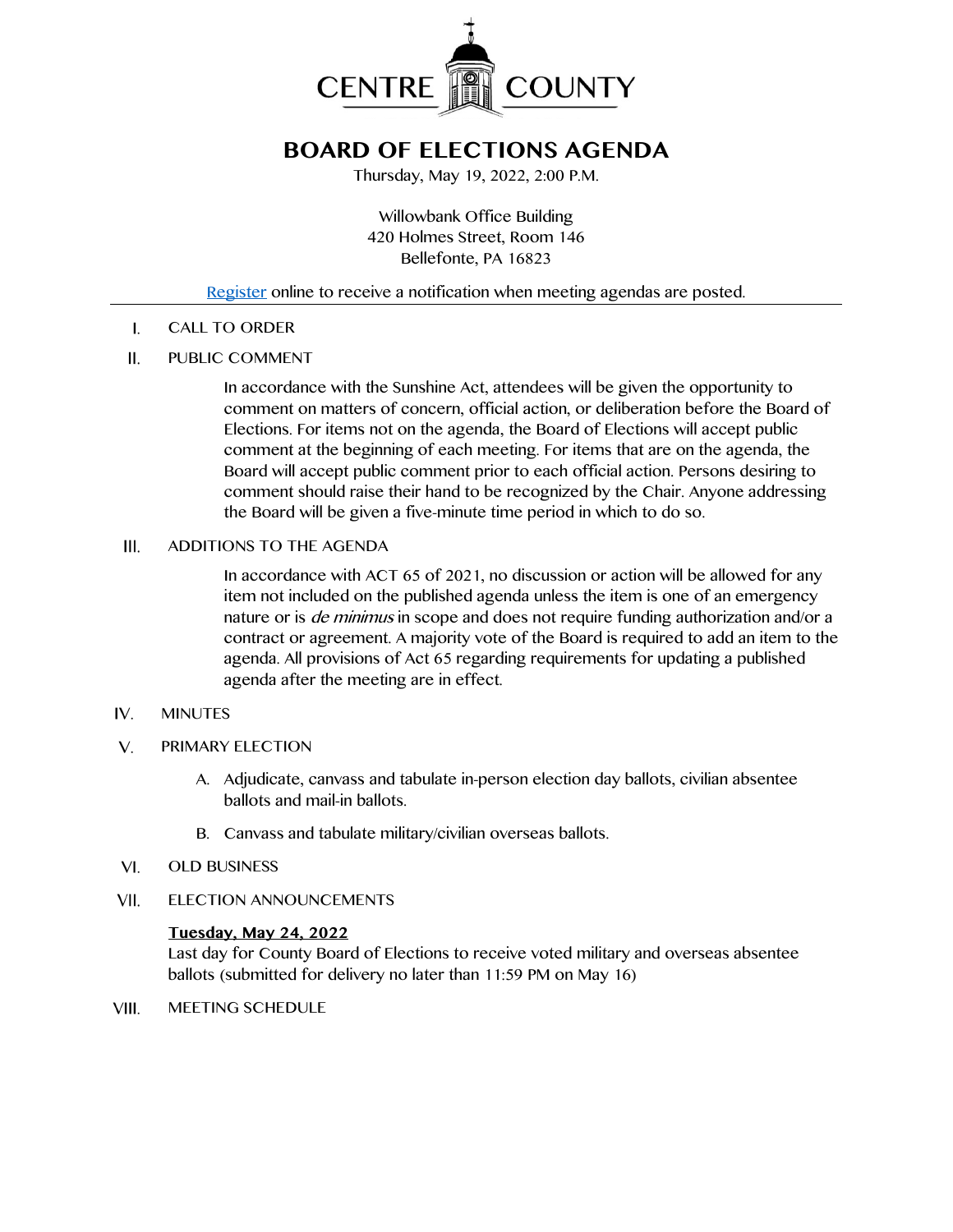CENTRE COUNTY

# BOARD OF ELECTIONS AGENDA

Thursday, May 19, 2022, 2:00 P.M.

Willowbank Office Building
420 Holmes Street, Room 146
Bellefonte, PA 16823

Register online to receive a notification when meeting agendas are posted.

---

I. CALL TO ORDER

II. PUBLIC COMMENT

In accordance with the Sunshine Act, attendees will be given the opportunity to comment on matters of concern, official action, or deliberation before the Board of Elections. For items not on the agenda, the Board of Elections will accept public comment at the beginning of each meeting. For items that are on the agenda, the Board will accept public comment prior to each official action. Persons desiring to comment should raise their hand to be recognized by the Chair. Anyone addressing the Board will be given a five-minute time period in which to do so.

III. ADDITIONS TO THE AGENDA

In accordance with ACT 65 of 2021, no discussion or action will be allowed for any item not included on the published agenda unless the item is one of an emergency nature or is *de minimus* in scope and does not require funding authorization and/or a contract or agreement. A majority vote of the Board is required to add an item to the agenda. All provisions of Act 65 regarding requirements for updating a published agenda after the meeting are in effect.

IV. MINUTES

V. PRIMARY ELECTION

A. Adjudicate, canvass and tabulate in-person election day ballots, civilian absentee ballots and mail-in ballots.

B. Canvass and tabulate military/civilian overseas ballots.

VI. OLD BUSINESS

VII. ELECTION ANNOUNCEMENTS

**Tuesday, May 24, 2022**
Last day for County Board of Elections to receive voted military and overseas absentee ballots (submitted for delivery no later than 11:59 PM on May 16)

VIII. MEETING SCHEDULE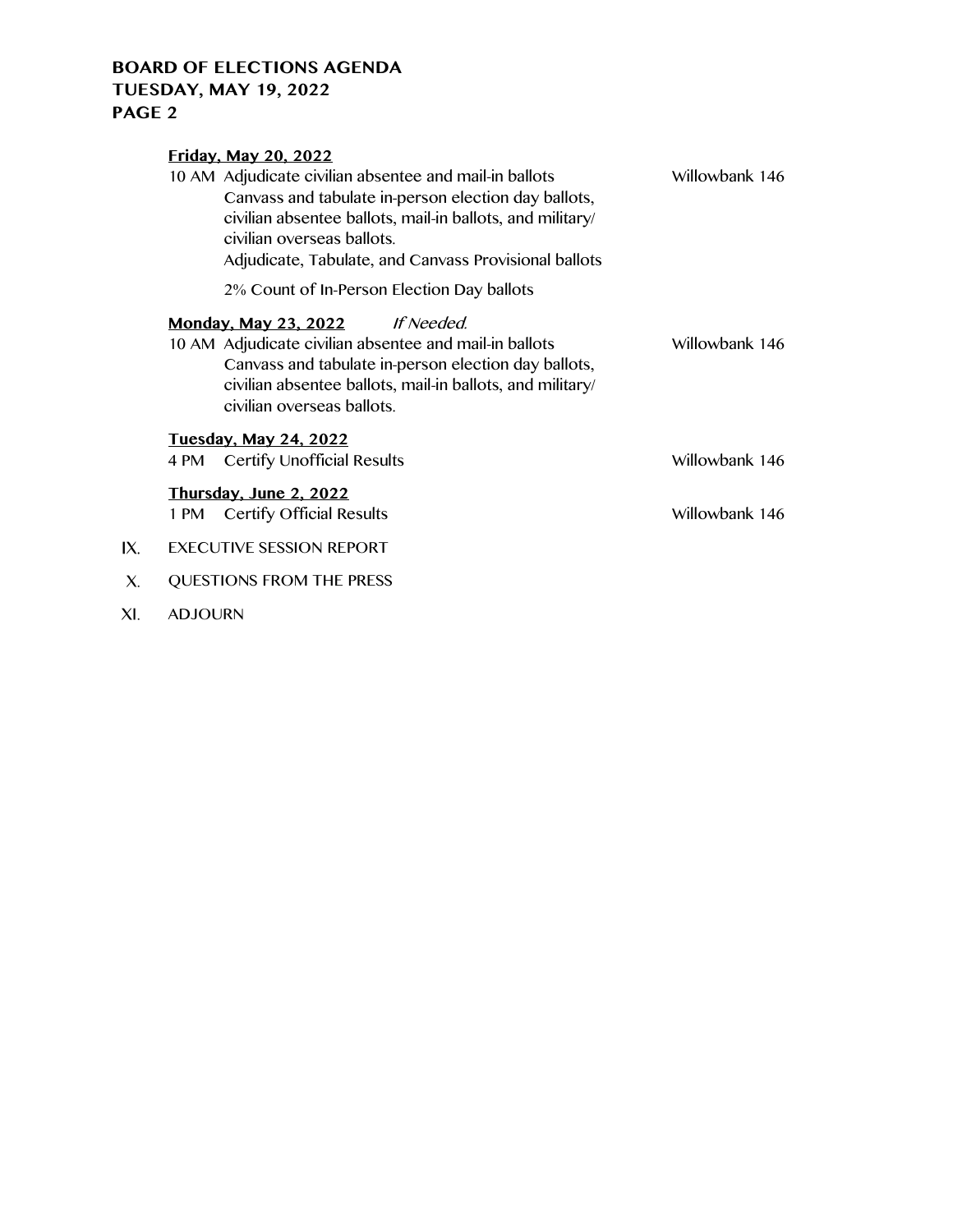**Friday, May 20, 2022**

| | | |
|---|---|---|
| 10 AM | Adjudicate civilian absentee and mail-in ballots<br>Canvass and tabulate in-person election day ballots, civilian absentee ballots, mail-in ballots, and military/ civilian overseas ballots.<br>Adjudicate, Tabulate, and Canvass Provisional ballots<br><br>2% Count of In-Person Election Day ballots | Willowbank 146 |

**Monday, May 23, 2022** *If Needed.*

| | | |
|---|---|---|
| 10 AM | Adjudicate civilian absentee and mail-in ballots<br>Canvass and tabulate in-person election day ballots, civilian absentee ballots, mail-in ballots, and military/ civilian overseas ballots. | Willowbank 146 |

**Tuesday, May 24, 2022**

| | | |
|---|---|---|
| 4 PM | Certify Unofficial Results | Willowbank 146 |

**Thursday, June 2, 2022**

| | | |
|---|---|---|
| 1 PM | Certify Official Results | Willowbank 146 |

IX. EXECUTIVE SESSION REPORT

X. QUESTIONS FROM THE PRESS

XI. ADJOURN